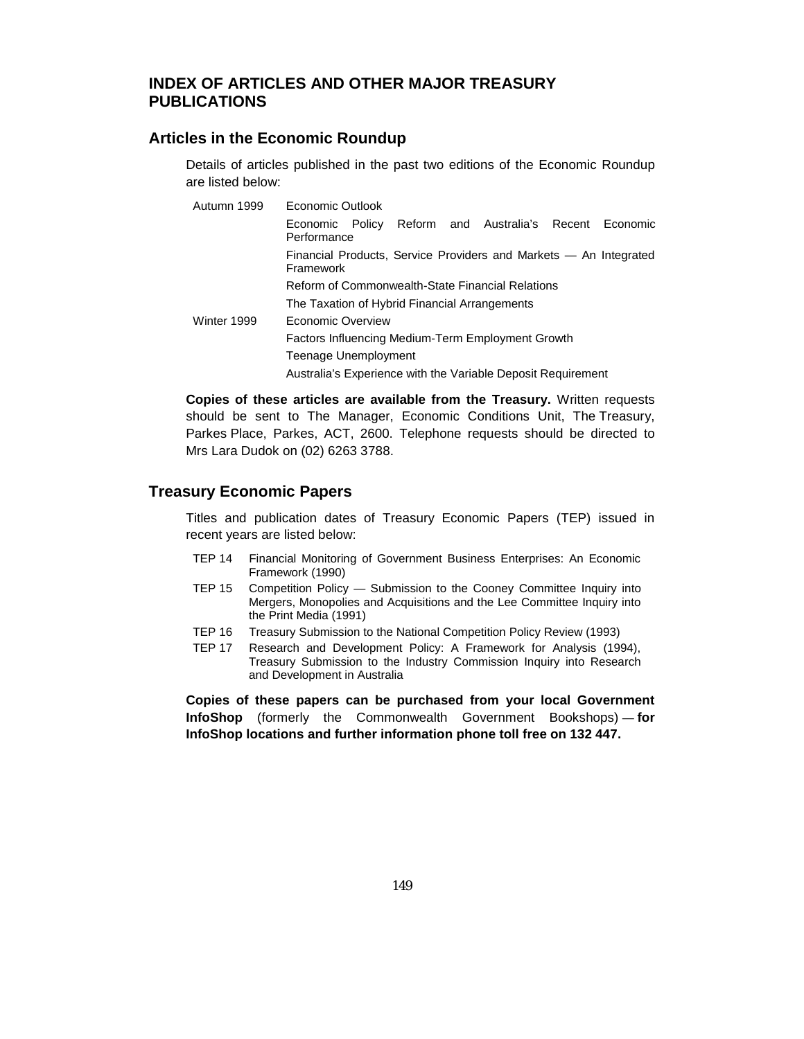# INDEX OF ARTICLES AND OTHER MAJOR TREASURY PUBLICATIONS

## Articles in the Economic Roundup

Details of articles published in the past two editions of the Economic Roundup are listed below:

| | |
|---|---|
| Autumn 1999 | Economic Outlook |
| | Economic Policy Reform and Australia's Recent Economic Performance |
| | Financial Products, Service Providers and Markets — An Integrated Framework |
| | Reform of Commonwealth-State Financial Relations |
| | The Taxation of Hybrid Financial Arrangements |
| Winter 1999 | Economic Overview |
| | Factors Influencing Medium-Term Employment Growth |
| | Teenage Unemployment |
| | Australia's Experience with the Variable Deposit Requirement |

**Copies of these articles are available from the Treasury.** Written requests should be sent to The Manager, Economic Conditions Unit, The Treasury, Parkes Place, Parkes, ACT, 2600. Telephone requests should be directed to Mrs Lara Dudok on (02) 6263 3788.

## Treasury Economic Papers

Titles and publication dates of Treasury Economic Papers (TEP) issued in recent years are listed below:

| | |
|---|---|
| TEP 14 | Financial Monitoring of Government Business Enterprises: An Economic Framework (1990) |
| TEP 15 | Competition Policy — Submission to the Cooney Committee Inquiry into Mergers, Monopolies and Acquisitions and the Lee Committee Inquiry into the Print Media (1991) |
| TEP 16 | Treasury Submission to the National Competition Policy Review (1993) |
| TEP 17 | Research and Development Policy: A Framework for Analysis (1994), Treasury Submission to the Industry Commission Inquiry into Research and Development in Australia |

**Copies of these papers can be purchased from your local Government InfoShop** (formerly the Commonwealth Government Bookshops) — **for InfoShop locations and further information phone toll free on 132 447.**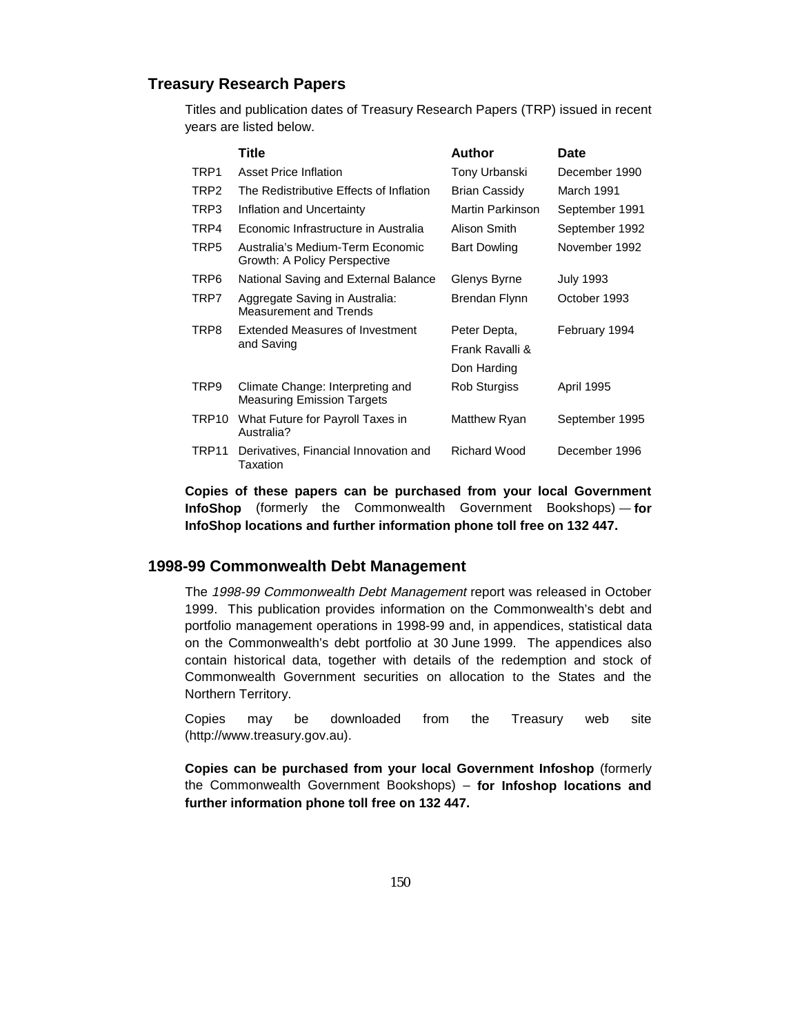## Treasury Research Papers

Titles and publication dates of Treasury Research Papers (TRP) issued in recent years are listed below.

| | Title | Author | Date |
|---|---|---|---|
| TRP1 | Asset Price Inflation | Tony Urbanski | December 1990 |
| TRP2 | The Redistributive Effects of Inflation | Brian Cassidy | March 1991 |
| TRP3 | Inflation and Uncertainty | Martin Parkinson | September 1991 |
| TRP4 | Economic Infrastructure in Australia | Alison Smith | September 1992 |
| TRP5 | Australia's Medium-Term Economic Growth: A Policy Perspective | Bart Dowling | November 1992 |
| TRP6 | National Saving and External Balance | Glenys Byrne | July 1993 |
| TRP7 | Aggregate Saving in Australia: Measurement and Trends | Brendan Flynn | October 1993 |
| TRP8 | Extended Measures of Investment and Saving | Peter Depta, Frank Ravalli & Don Harding | February 1994 |
| TRP9 | Climate Change: Interpreting and Measuring Emission Targets | Rob Sturgiss | April 1995 |
| TRP10 | What Future for Payroll Taxes in Australia? | Matthew Ryan | September 1995 |
| TRP11 | Derivatives, Financial Innovation and Taxation | Richard Wood | December 1996 |

**Copies of these papers can be purchased from your local Government InfoShop** (formerly the Commonwealth Government Bookshops) — **for InfoShop locations and further information phone toll free on 132 447.**

## 1998-99 Commonwealth Debt Management

The *1998-99 Commonwealth Debt Management* report was released in October 1999. This publication provides information on the Commonwealth's debt and portfolio management operations in 1998-99 and, in appendices, statistical data on the Commonwealth's debt portfolio at 30 June 1999. The appendices also contain historical data, together with details of the redemption and stock of Commonwealth Government securities on allocation to the States and the Northern Territory.

Copies may be downloaded from the Treasury web site (http://www.treasury.gov.au).

**Copies can be purchased from your local Government Infoshop** (formerly the Commonwealth Government Bookshops) – **for Infoshop locations and further information phone toll free on 132 447.**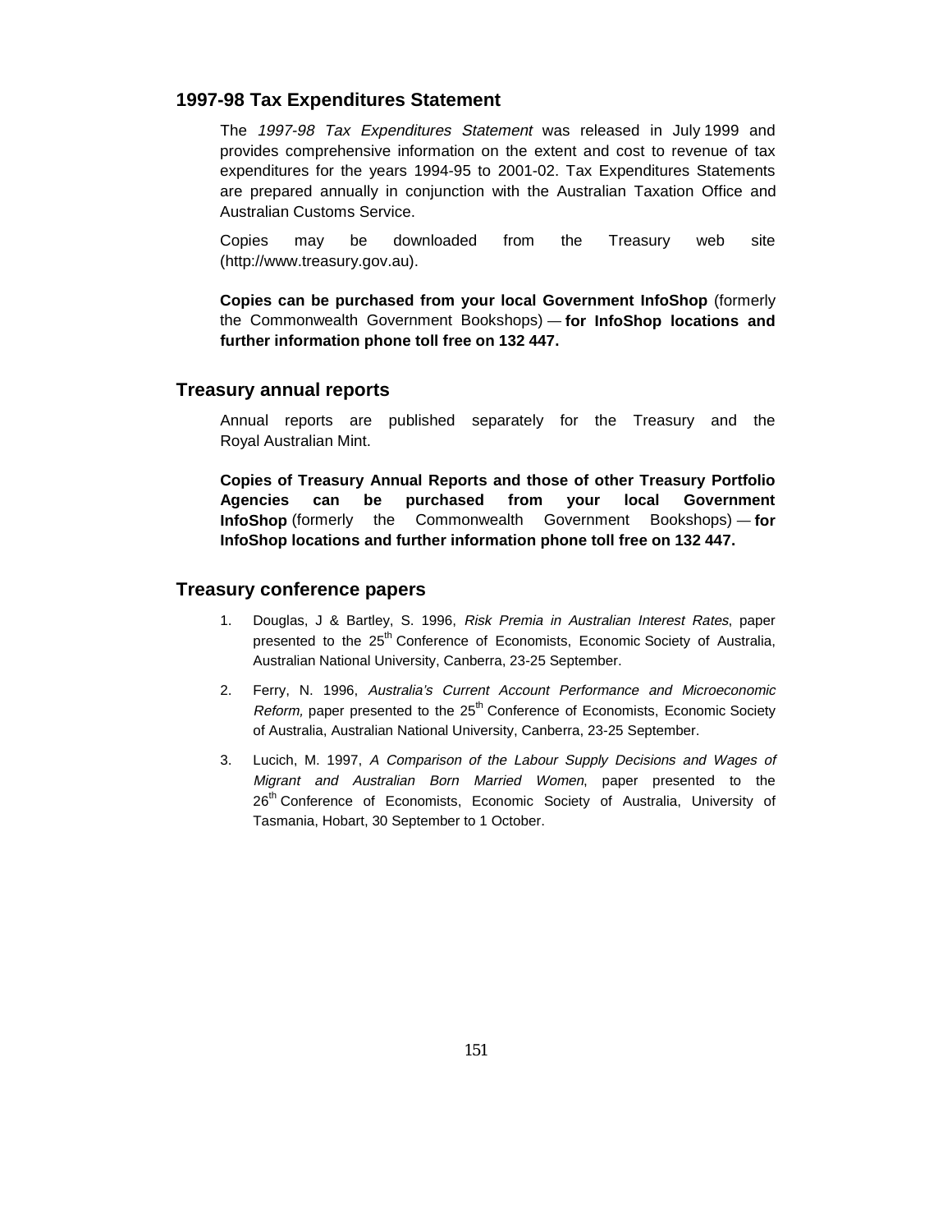## 1997-98 Tax Expenditures Statement

The *1997-98 Tax Expenditures Statement* was released in July 1999 and provides comprehensive information on the extent and cost to revenue of tax expenditures for the years 1994-95 to 2001-02. Tax Expenditures Statements are prepared annually in conjunction with the Australian Taxation Office and Australian Customs Service.

Copies may be downloaded from the Treasury web site (http://www.treasury.gov.au).

**Copies can be purchased from your local Government InfoShop** (formerly the Commonwealth Government Bookshops) — **for InfoShop locations and further information phone toll free on 132 447.**

## Treasury annual reports

Annual reports are published separately for the Treasury and the Royal Australian Mint.

**Copies of Treasury Annual Reports and those of other Treasury Portfolio Agencies can be purchased from your local Government InfoShop** (formerly the Commonwealth Government Bookshops) — **for InfoShop locations and further information phone toll free on 132 447.**

## Treasury conference papers

1. Douglas, J & Bartley, S. 1996, *Risk Premia in Australian Interest Rates*, paper presented to the 25th Conference of Economists, Economic Society of Australia, Australian National University, Canberra, 23-25 September.

2. Ferry, N. 1996, *Australia's Current Account Performance and Microeconomic Reform,* paper presented to the 25th Conference of Economists, Economic Society of Australia, Australian National University, Canberra, 23-25 September.

3. Lucich, M. 1997, *A Comparison of the Labour Supply Decisions and Wages of Migrant and Australian Born Married Women*, paper presented to the 26th Conference of Economists, Economic Society of Australia, University of Tasmania, Hobart, 30 September to 1 October.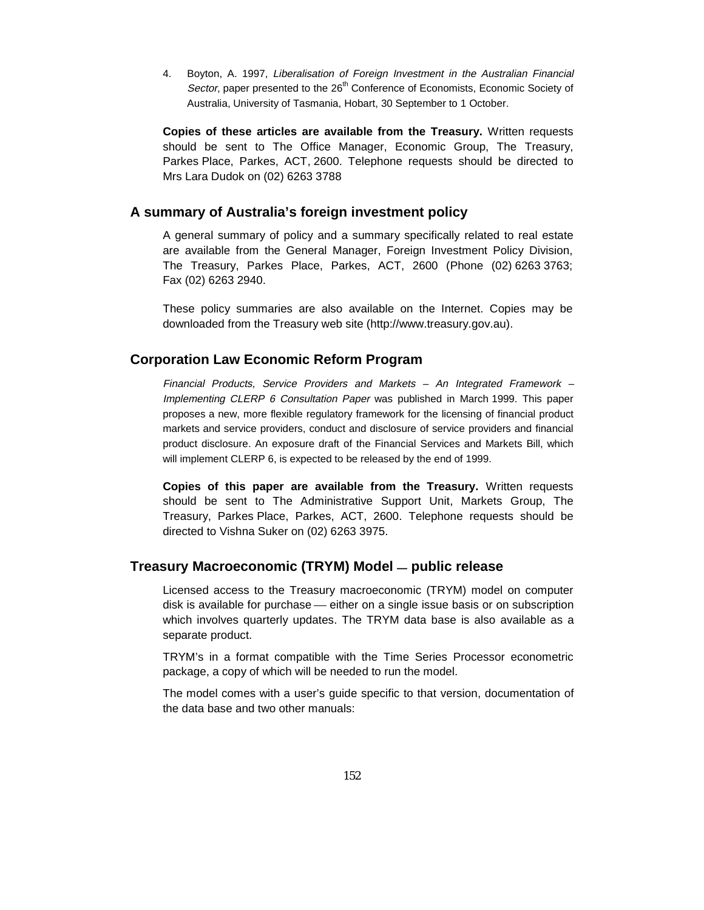4. Boyton, A. 1997, *Liberalisation of Foreign Investment in the Australian Financial Sector*, paper presented to the 26th Conference of Economists, Economic Society of Australia, University of Tasmania, Hobart, 30 September to 1 October.

**Copies of these articles are available from the Treasury.** Written requests should be sent to The Office Manager, Economic Group, The Treasury, Parkes Place, Parkes, ACT, 2600. Telephone requests should be directed to Mrs Lara Dudok on (02) 6263 3788

## A summary of Australia's foreign investment policy

A general summary of policy and a summary specifically related to real estate are available from the General Manager, Foreign Investment Policy Division, The Treasury, Parkes Place, Parkes, ACT, 2600 (Phone (02) 6263 3763; Fax (02) 6263 2940.

These policy summaries are also available on the Internet. Copies may be downloaded from the Treasury web site (http://www.treasury.gov.au).

## Corporation Law Economic Reform Program

*Financial Products, Service Providers and Markets – An Integrated Framework – Implementing CLERP 6 Consultation Paper* was published in March 1999. This paper proposes a new, more flexible regulatory framework for the licensing of financial product markets and service providers, conduct and disclosure of service providers and financial product disclosure. An exposure draft of the Financial Services and Markets Bill, which will implement CLERP 6, is expected to be released by the end of 1999.

**Copies of this paper are available from the Treasury.** Written requests should be sent to The Administrative Support Unit, Markets Group, The Treasury, Parkes Place, Parkes, ACT, 2600. Telephone requests should be directed to Vishna Suker on (02) 6263 3975.

## Treasury Macroeconomic (TRYM) Model — public release

Licensed access to the Treasury macroeconomic (TRYM) model on computer disk is available for purchase — either on a single issue basis or on subscription which involves quarterly updates. The TRYM data base is also available as a separate product.

TRYM's in a format compatible with the Time Series Processor econometric package, a copy of which will be needed to run the model.

The model comes with a user's guide specific to that version, documentation of the data base and two other manuals: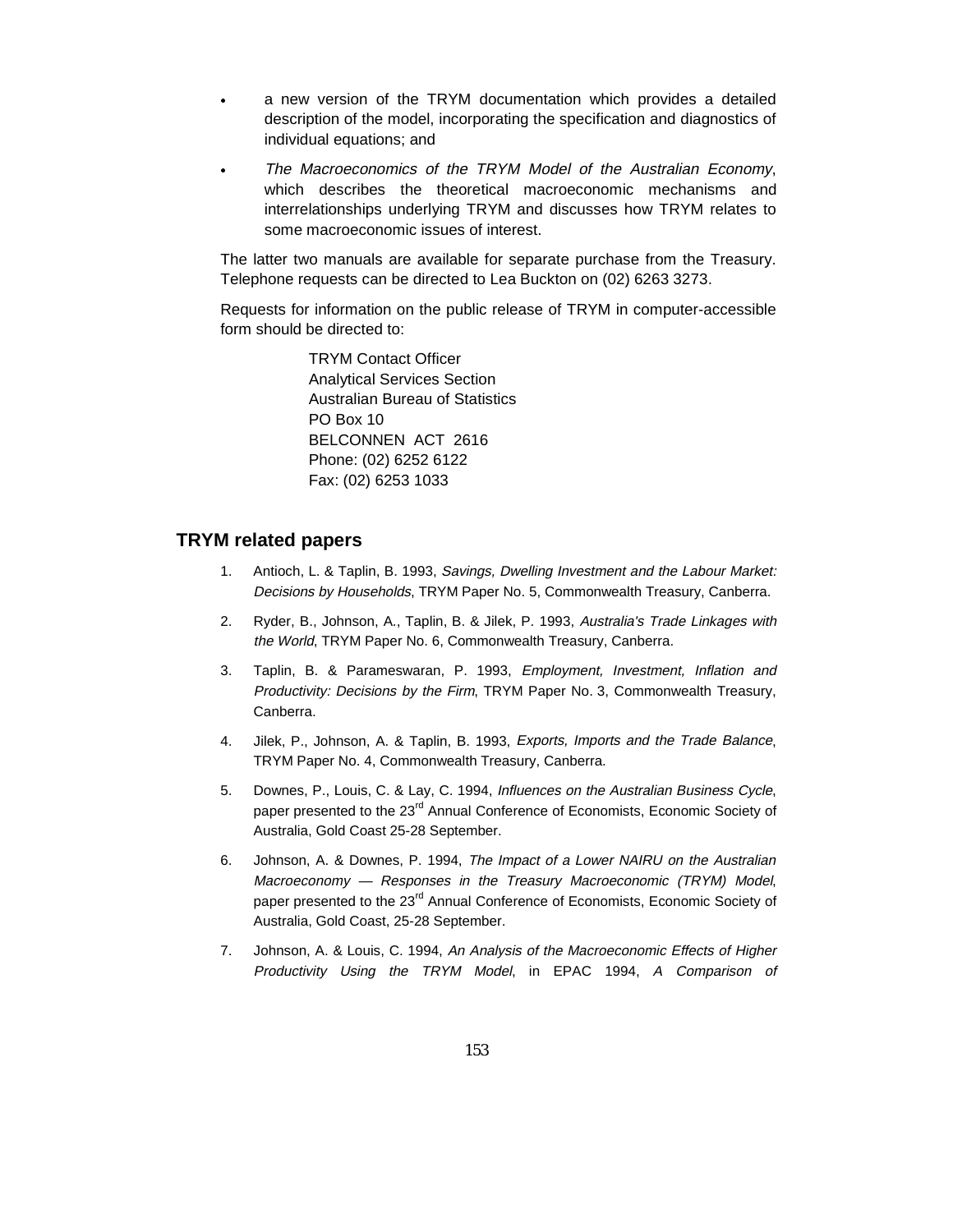- a new version of the TRYM documentation which provides a detailed description of the model, incorporating the specification and diagnostics of individual equations; and
- *The Macroeconomics of the TRYM Model of the Australian Economy*, which describes the theoretical macroeconomic mechanisms and interrelationships underlying TRYM and discusses how TRYM relates to some macroeconomic issues of interest.

The latter two manuals are available for separate purchase from the Treasury. Telephone requests can be directed to Lea Buckton on (02) 6263 3273.

Requests for information on the public release of TRYM in computer-accessible form should be directed to:

> TRYM Contact Officer
> Analytical Services Section
> Australian Bureau of Statistics
> PO Box 10
> BELCONNEN ACT 2616
> Phone: (02) 6252 6122
> Fax: (02) 6253 1033

## TRYM related papers

1. Antioch, L. & Taplin, B. 1993, *Savings, Dwelling Investment and the Labour Market: Decisions by Households*, TRYM Paper No. 5, Commonwealth Treasury, Canberra.
2. Ryder, B., Johnson, A., Taplin, B. & Jilek, P. 1993, *Australia's Trade Linkages with the World*, TRYM Paper No. 6, Commonwealth Treasury, Canberra.
3. Taplin, B. & Parameswaran, P. 1993, *Employment, Investment, Inflation and Productivity: Decisions by the Firm*, TRYM Paper No. 3, Commonwealth Treasury, Canberra.
4. Jilek, P., Johnson, A. & Taplin, B. 1993, *Exports, Imports and the Trade Balance*, TRYM Paper No. 4, Commonwealth Treasury, Canberra.
5. Downes, P., Louis, C. & Lay, C. 1994, *Influences on the Australian Business Cycle*, paper presented to the 23rd Annual Conference of Economists, Economic Society of Australia, Gold Coast 25-28 September.
6. Johnson, A. & Downes, P. 1994, *The Impact of a Lower NAIRU on the Australian Macroeconomy — Responses in the Treasury Macroeconomic (TRYM) Model*, paper presented to the 23rd Annual Conference of Economists, Economic Society of Australia, Gold Coast, 25-28 September.
7. Johnson, A. & Louis, C. 1994, *An Analysis of the Macroeconomic Effects of Higher Productivity Using the TRYM Model*, in EPAC 1994, *A Comparison of*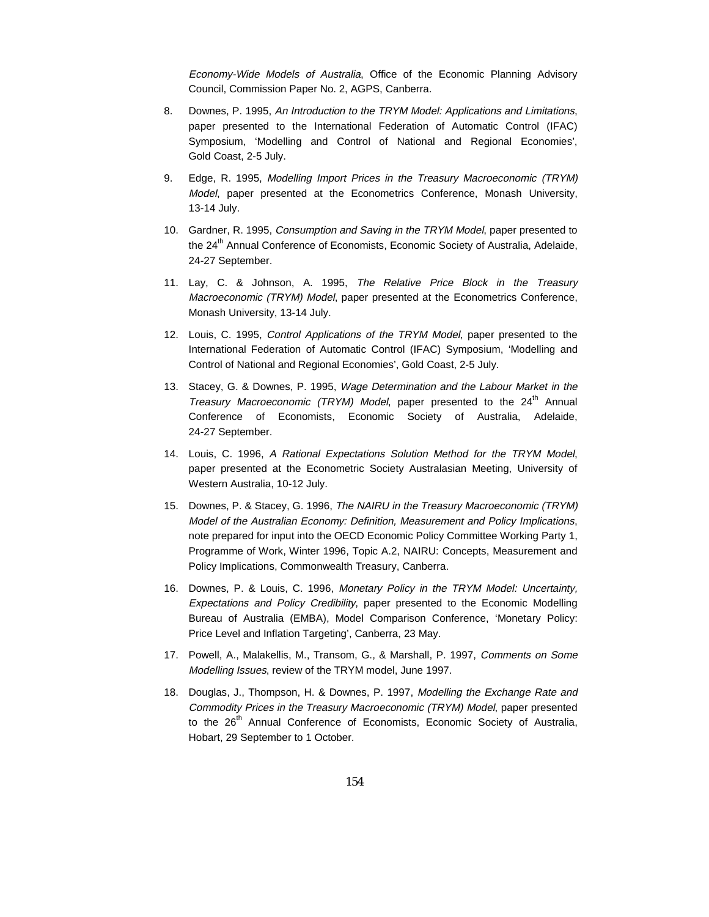*Economy-Wide Models of Australia*, Office of the Economic Planning Advisory Council, Commission Paper No. 2, AGPS, Canberra.

8. Downes, P. 1995, *An Introduction to the TRYM Model: Applications and Limitations*, paper presented to the International Federation of Automatic Control (IFAC) Symposium, 'Modelling and Control of National and Regional Economies', Gold Coast, 2-5 July.

9. Edge, R. 1995, *Modelling Import Prices in the Treasury Macroeconomic (TRYM) Model*, paper presented at the Econometrics Conference, Monash University, 13-14 July.

10. Gardner, R. 1995, *Consumption and Saving in the TRYM Model*, paper presented to the 24th Annual Conference of Economists, Economic Society of Australia, Adelaide, 24-27 September.

11. Lay, C. & Johnson, A. 1995, *The Relative Price Block in the Treasury Macroeconomic (TRYM) Model*, paper presented at the Econometrics Conference, Monash University, 13-14 July.

12. Louis, C. 1995, *Control Applications of the TRYM Model*, paper presented to the International Federation of Automatic Control (IFAC) Symposium, 'Modelling and Control of National and Regional Economies', Gold Coast, 2-5 July.

13. Stacey, G. & Downes, P. 1995, *Wage Determination and the Labour Market in the Treasury Macroeconomic (TRYM) Model*, paper presented to the 24th Annual Conference of Economists, Economic Society of Australia, Adelaide, 24-27 September.

14. Louis, C. 1996, *A Rational Expectations Solution Method for the TRYM Model*, paper presented at the Econometric Society Australasian Meeting, University of Western Australia, 10-12 July.

15. Downes, P. & Stacey, G. 1996, *The NAIRU in the Treasury Macroeconomic (TRYM) Model of the Australian Economy: Definition, Measurement and Policy Implications*, note prepared for input into the OECD Economic Policy Committee Working Party 1, Programme of Work, Winter 1996, Topic A.2, NAIRU: Concepts, Measurement and Policy Implications, Commonwealth Treasury, Canberra.

16. Downes, P. & Louis, C. 1996, *Monetary Policy in the TRYM Model: Uncertainty, Expectations and Policy Credibility*, paper presented to the Economic Modelling Bureau of Australia (EMBA), Model Comparison Conference, 'Monetary Policy: Price Level and Inflation Targeting', Canberra, 23 May.

17. Powell, A., Malakellis, M., Transom, G., & Marshall, P. 1997, *Comments on Some Modelling Issues*, review of the TRYM model, June 1997.

18. Douglas, J., Thompson, H. & Downes, P. 1997, *Modelling the Exchange Rate and Commodity Prices in the Treasury Macroeconomic (TRYM) Model*, paper presented to the 26th Annual Conference of Economists, Economic Society of Australia, Hobart, 29 September to 1 October.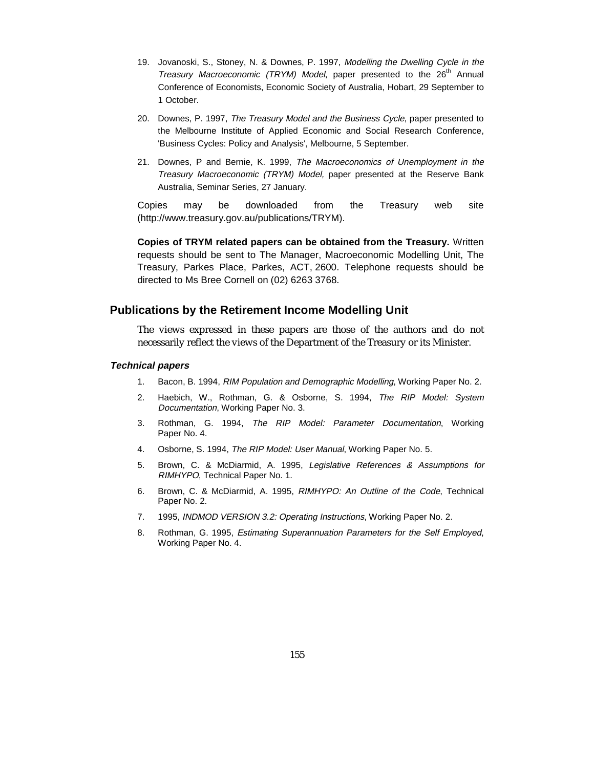19. Jovanoski, S., Stoney, N. & Downes, P. 1997, *Modelling the Dwelling Cycle in the Treasury Macroeconomic (TRYM) Model*, paper presented to the 26th Annual Conference of Economists, Economic Society of Australia, Hobart, 29 September to 1 October.

20. Downes, P. 1997, *The Treasury Model and the Business Cycle*, paper presented to the Melbourne Institute of Applied Economic and Social Research Conference, 'Business Cycles: Policy and Analysis', Melbourne, 5 September.

21. Downes, P and Bernie, K. 1999, *The Macroeconomics of Unemployment in the Treasury Macroeconomic (TRYM) Model,* paper presented at the Reserve Bank Australia, Seminar Series, 27 January.

Copies may be downloaded from the Treasury web site (http://www.treasury.gov.au/publications/TRYM).

**Copies of TRYM related papers can be obtained from the Treasury.** Written requests should be sent to The Manager, Macroeconomic Modelling Unit, The Treasury, Parkes Place, Parkes, ACT, 2600. Telephone requests should be directed to Ms Bree Cornell on (02) 6263 3768.

## Publications by the Retirement Income Modelling Unit

The views expressed in these papers are those of the authors and do not necessarily reflect the views of the Department of the Treasury or its Minister.

### *Technical papers*

1. Bacon, B. 1994, *RIM Population and Demographic Modelling*, Working Paper No. 2.
2. Haebich, W., Rothman, G. & Osborne, S. 1994, *The RIP Model: System Documentation*, Working Paper No. 3.
3. Rothman, G. 1994, *The RIP Model: Parameter Documentation*, Working Paper No. 4.
4. Osborne, S. 1994, *The RIP Model: User Manual*, Working Paper No. 5.
5. Brown, C. & McDiarmid, A. 1995, *Legislative References & Assumptions for RIMHYPO*, Technical Paper No. 1.
6. Brown, C. & McDiarmid, A. 1995, *RIMHYPO: An Outline of the Code*, Technical Paper No. 2.
7. 1995, *INDMOD VERSION 3.2: Operating Instructions*, Working Paper No. 2.
8. Rothman, G. 1995, *Estimating Superannuation Parameters for the Self Employed*, Working Paper No. 4.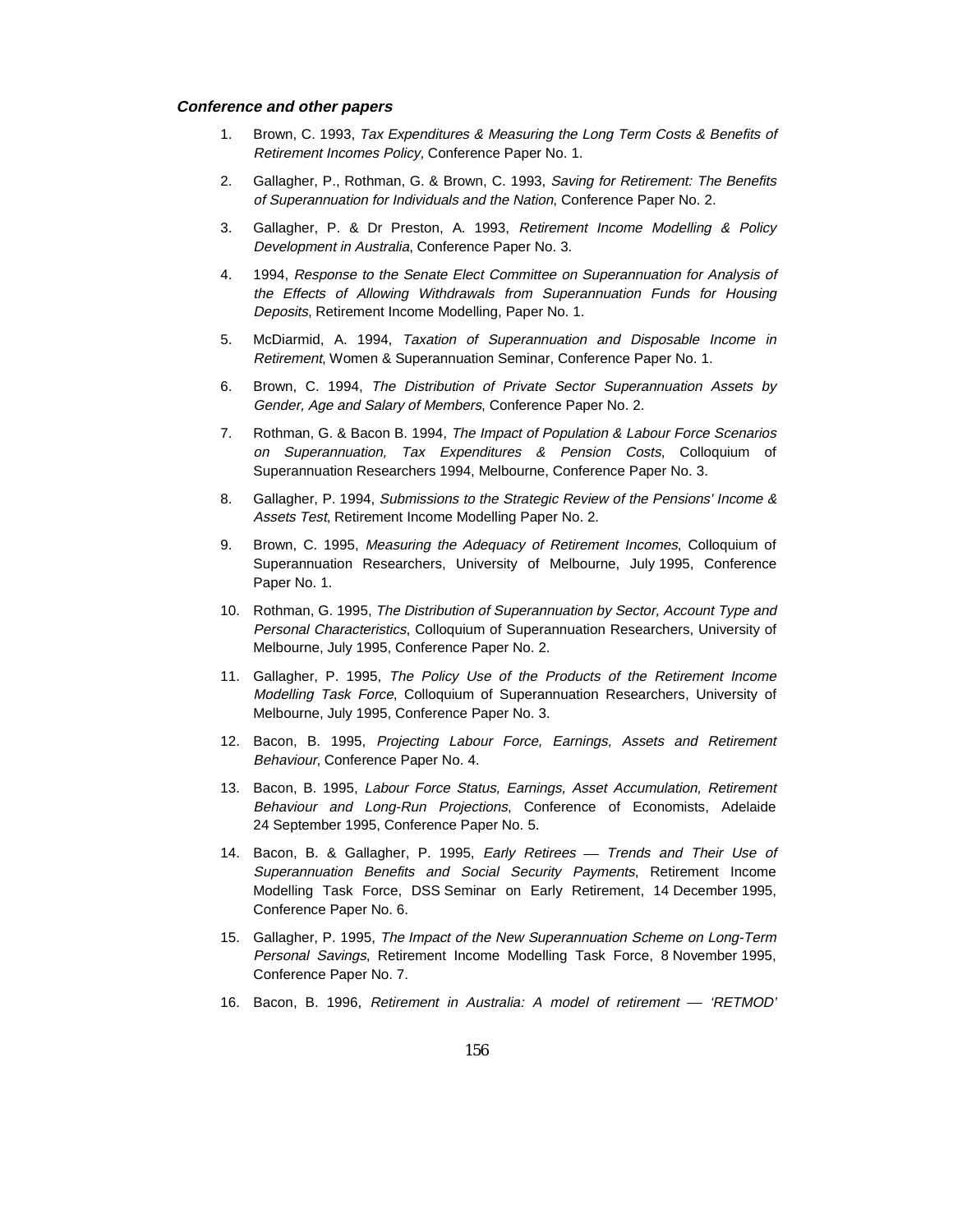***Conference and other papers***

1. Brown, C. 1993, *Tax Expenditures & Measuring the Long Term Costs & Benefits of Retirement Incomes Policy,* Conference Paper No. 1.

2. Gallagher, P., Rothman, G. & Brown, C. 1993, *Saving for Retirement: The Benefits of Superannuation for Individuals and the Nation*, Conference Paper No. 2.

3. Gallagher, P. & Dr Preston, A. 1993, *Retirement Income Modelling & Policy Development in Australia*, Conference Paper No. 3.

4. 1994, *Response to the Senate Elect Committee on Superannuation for Analysis of the Effects of Allowing Withdrawals from Superannuation Funds for Housing Deposits*, Retirement Income Modelling, Paper No. 1.

5. McDiarmid, A. 1994, *Taxation of Superannuation and Disposable Income in Retirement*, Women & Superannuation Seminar, Conference Paper No. 1.

6. Brown, C. 1994, *The Distribution of Private Sector Superannuation Assets by Gender, Age and Salary of Members*, Conference Paper No. 2.

7. Rothman, G. & Bacon B. 1994, *The Impact of Population & Labour Force Scenarios on Superannuation, Tax Expenditures & Pension Costs*, Colloquium of Superannuation Researchers 1994, Melbourne, Conference Paper No. 3.

8. Gallagher, P. 1994, *Submissions to the Strategic Review of the Pensions' Income & Assets Test*, Retirement Income Modelling Paper No. 2.

9. Brown, C. 1995, *Measuring the Adequacy of Retirement Incomes*, Colloquium of Superannuation Researchers, University of Melbourne, July 1995, Conference Paper No. 1.

10. Rothman, G. 1995, *The Distribution of Superannuation by Sector, Account Type and Personal Characteristics*, Colloquium of Superannuation Researchers, University of Melbourne, July 1995, Conference Paper No. 2.

11. Gallagher, P. 1995, *The Policy Use of the Products of the Retirement Income Modelling Task Force*, Colloquium of Superannuation Researchers, University of Melbourne, July 1995, Conference Paper No. 3.

12. Bacon, B. 1995, *Projecting Labour Force, Earnings, Assets and Retirement Behaviour*, Conference Paper No. 4.

13. Bacon, B. 1995, *Labour Force Status, Earnings, Asset Accumulation, Retirement Behaviour and Long-Run Projections*, Conference of Economists, Adelaide 24 September 1995, Conference Paper No. 5.

14. Bacon, B. & Gallagher, P. 1995, *Early Retirees — Trends and Their Use of Superannuation Benefits and Social Security Payments*, Retirement Income Modelling Task Force, DSS Seminar on Early Retirement, 14 December 1995, Conference Paper No. 6.

15. Gallagher, P. 1995, *The Impact of the New Superannuation Scheme on Long-Term Personal Savings*, Retirement Income Modelling Task Force, 8 November 1995, Conference Paper No. 7.

16. Bacon, B. 1996, *Retirement in Australia: A model of retirement — 'RETMOD'*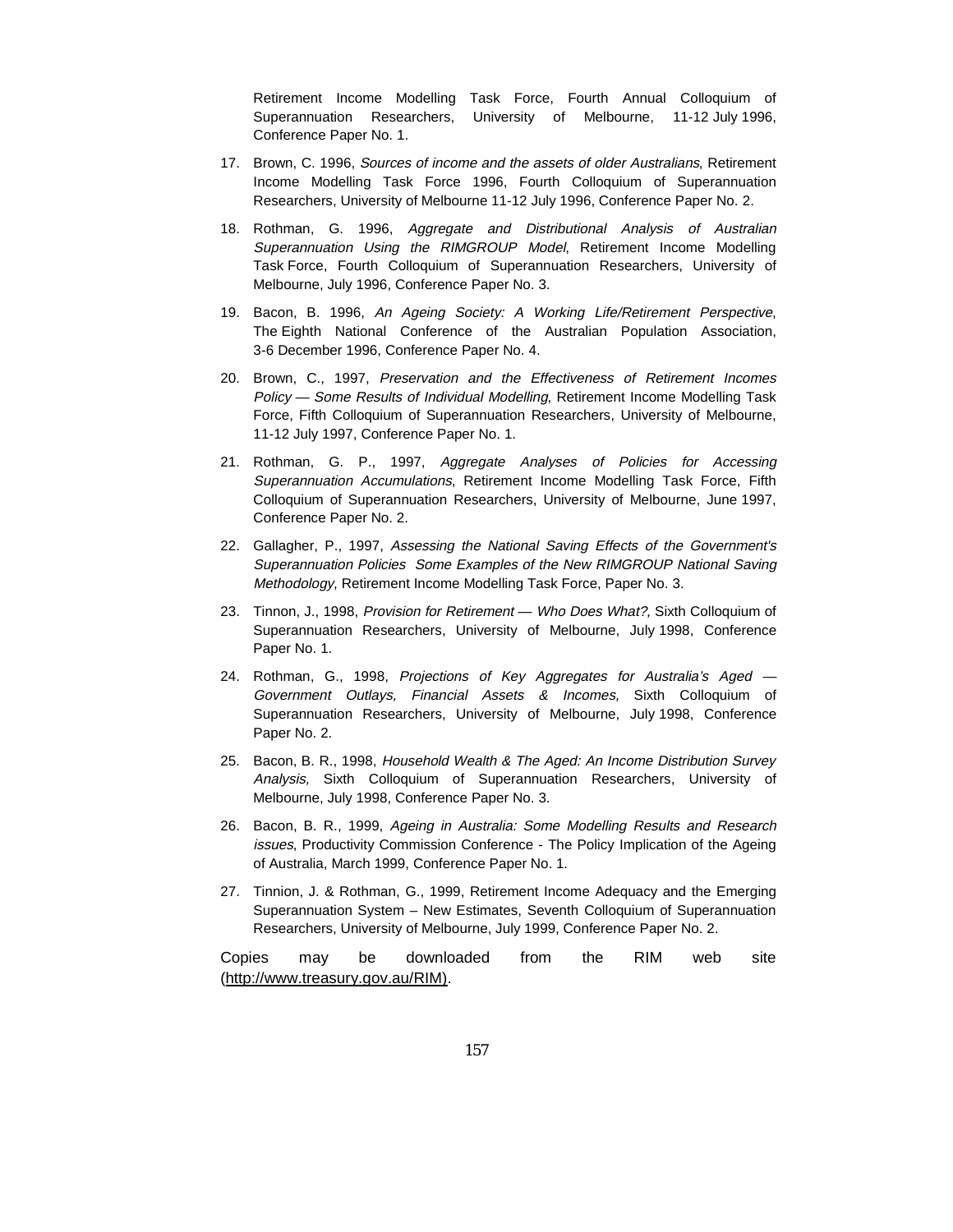Retirement Income Modelling Task Force, Fourth Annual Colloquium of Superannuation Researchers, University of Melbourne, 11-12 July 1996, Conference Paper No. 1.

17. Brown, C. 1996, *Sources of income and the assets of older Australians*, Retirement Income Modelling Task Force 1996, Fourth Colloquium of Superannuation Researchers, University of Melbourne 11-12 July 1996, Conference Paper No. 2.

18. Rothman, G. 1996, *Aggregate and Distributional Analysis of Australian Superannuation Using the RIMGROUP Model*, Retirement Income Modelling Task Force, Fourth Colloquium of Superannuation Researchers, University of Melbourne, July 1996, Conference Paper No. 3.

19. Bacon, B. 1996, *An Ageing Society: A Working Life/Retirement Perspective*, The Eighth National Conference of the Australian Population Association, 3-6 December 1996, Conference Paper No. 4.

20. Brown, C., 1997, *Preservation and the Effectiveness of Retirement Incomes Policy — Some Results of Individual Modelling*, Retirement Income Modelling Task Force, Fifth Colloquium of Superannuation Researchers, University of Melbourne, 11-12 July 1997, Conference Paper No. 1.

21. Rothman, G. P., 1997, *Aggregate Analyses of Policies for Accessing Superannuation Accumulations*, Retirement Income Modelling Task Force, Fifth Colloquium of Superannuation Researchers, University of Melbourne, June 1997, Conference Paper No. 2.

22. Gallagher, P., 1997, *Assessing the National Saving Effects of the Government's Superannuation Policies Some Examples of the New RIMGROUP National Saving Methodology*, Retirement Income Modelling Task Force, Paper No. 3.

23. Tinnon, J., 1998, *Provision for Retirement — Who Does What?,* Sixth Colloquium of Superannuation Researchers, University of Melbourne, July 1998, Conference Paper No. 1.

24. Rothman, G., 1998, *Projections of Key Aggregates for Australia's Aged — Government Outlays, Financial Assets & Incomes,* Sixth Colloquium of Superannuation Researchers, University of Melbourne, July 1998, Conference Paper No. 2.

25. Bacon, B. R., 1998, *Household Wealth & The Aged: An Income Distribution Survey Analysis,* Sixth Colloquium of Superannuation Researchers, University of Melbourne, July 1998, Conference Paper No. 3.

26. Bacon, B. R., 1999, *Ageing in Australia: Some Modelling Results and Research issues*, Productivity Commission Conference - The Policy Implication of the Ageing of Australia, March 1999, Conference Paper No. 1.

27. Tinnion, J. & Rothman, G., 1999, Retirement Income Adequacy and the Emerging Superannuation System – New Estimates, Seventh Colloquium of Superannuation Researchers, University of Melbourne, July 1999, Conference Paper No. 2.

Copies may be downloaded from the RIM web site (http://www.treasury.gov.au/RIM).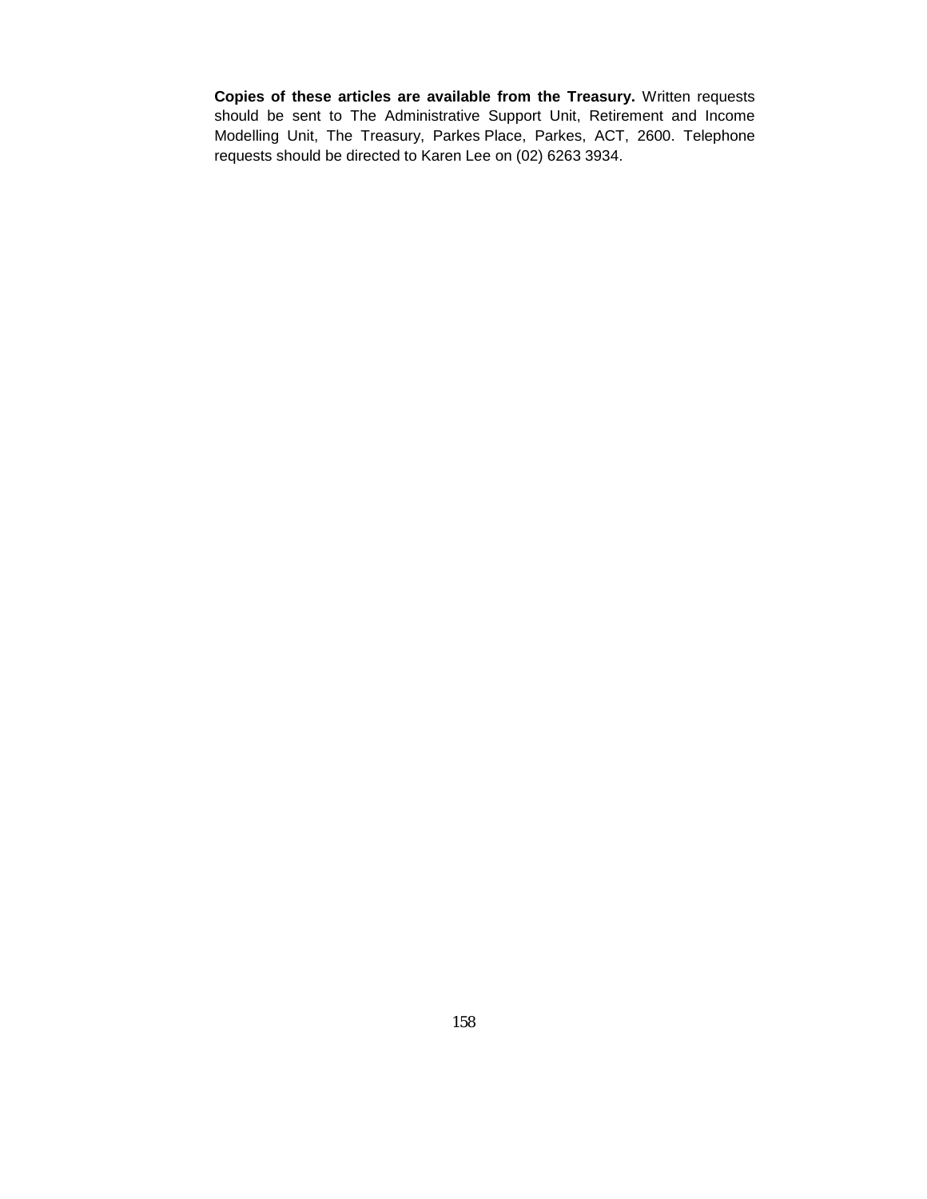**Copies of these articles are available from the Treasury.** Written requests should be sent to The Administrative Support Unit, Retirement and Income Modelling Unit, The Treasury, Parkes Place, Parkes, ACT, 2600. Telephone requests should be directed to Karen Lee on (02) 6263 3934.